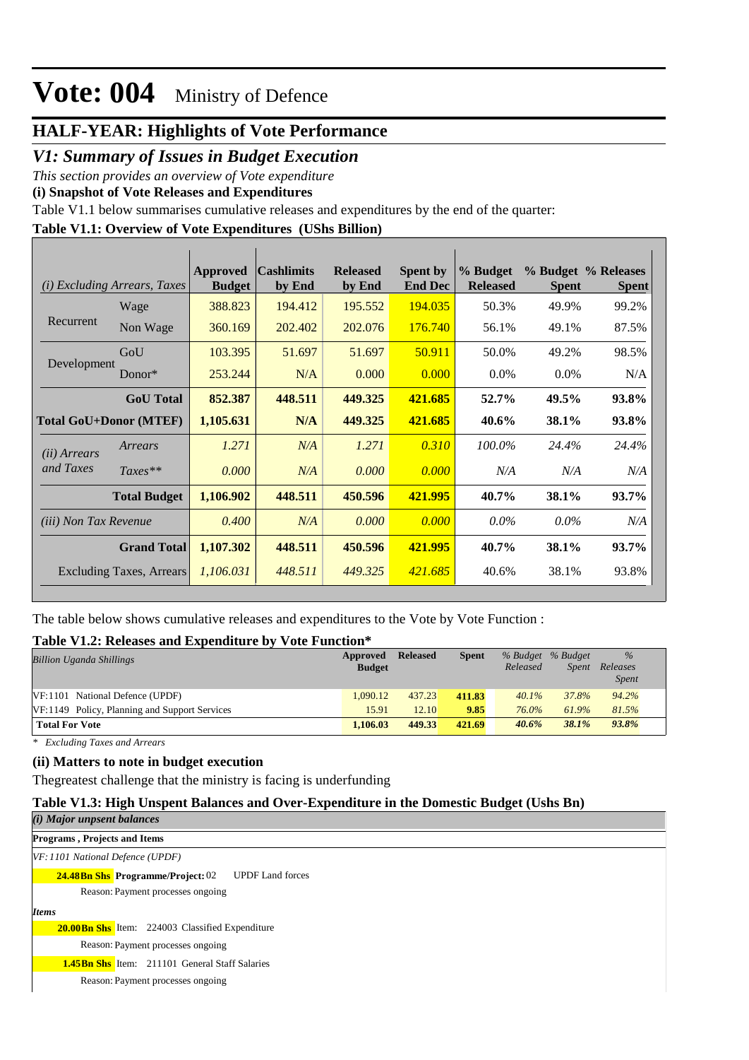# Vote: 004 Ministry of Defence

## HALF-YEAR: Highlights of Vote Performance

## *V1: Summary of Issues in Budget Execution*

*This section provides an overview of Vote expenditure*

**(i) Snapshot of Vote Releases and Expenditures**

Table V1.1 below summarises cumulative releases and expenditures by the end of the quarter:

**Table V1.1: Overview of Vote Expenditures (UShs Billion)**

| *(i) Excluding Arrears, Taxes* | | Approved Budget | Cashlimits by End | Released by End | Spent by End Dec | % Budget Released | % Budget Spent | % Releases Spent |
|---|---|---|---|---|---|---|---|---|
| Recurrent | Wage | 388.823 | 194.412 | 195.552 | 194.035 | 50.3% | 49.9% | 99.2% |
| | Non Wage | 360.169 | 202.402 | 202.076 | 176.740 | 56.1% | 49.1% | 87.5% |
| Development | GoU | 103.395 | 51.697 | 51.697 | 50.911 | 50.0% | 49.2% | 98.5% |
| | Donor* | 253.244 | N/A | 0.000 | 0.000 | 0.0% | 0.0% | N/A |
| | **GoU Total** | **852.387** | **448.511** | **449.325** | **421.685** | **52.7%** | **49.5%** | **93.8%** |
| **Total GoU+Donor (MTEF)** | | **1,105.631** | **N/A** | **449.325** | **421.685** | **40.6%** | **38.1%** | **93.8%** |
| *(ii) Arrears and Taxes* | *Arrears* | *1.271* | *N/A* | *1.271* | *0.310* | *100.0%* | *24.4%* | *24.4%* |
| | *Taxes*** | *0.000* | *N/A* | *0.000* | *0.000* | *N/A* | *N/A* | *N/A* |
| | **Total Budget** | **1,106.902** | **448.511** | **450.596** | **421.995** | **40.7%** | **38.1%** | **93.7%** |
| *(iii) Non Tax Revenue* | | *0.400* | *N/A* | *0.000* | *0.000* | *0.0%* | *0.0%* | *N/A* |
| | **Grand Total** | **1,107.302** | **448.511** | **450.596** | **421.995** | **40.7%** | **38.1%** | **93.7%** |
| | Excluding Taxes, Arrears | *1,106.031* | *448.511* | *449.325* | *421.685* | 40.6% | 38.1% | 93.8% |

The table below shows cumulative releases and expenditures to the Vote by Vote Function :

**Table V1.2: Releases and Expenditure by Vote Function***

| *Billion Uganda Shillings* | Approved Budget | Released | Spent | *% Budget Released* | *% Budget Spent* | *% Releases Spent* |
|---|---|---|---|---|---|---|
| VF:1101 National Defence (UPDF) | 1,090.12 | 437.23 | **411.83** | *40.1%* | *37.8%* | *94.2%* |
| VF:1149 Policy, Planning and Support Services | 15.91 | 12.10 | **9.85** | *76.0%* | *61.9%* | *81.5%* |
| **Total For Vote** | **1,106.03** | **449.33** | **421.69** | ***40.6%*** | ***38.1%*** | ***93.8%*** |

\* *Excluding Taxes and Arrears*

**(ii) Matters to note in budget execution**

Thegreatest challenge that the ministry is facing is underfunding

**Table V1.3: High Unspent Balances and Over-Expenditure in the Domestic Budget (Ushs Bn)**

***(i) Major unpsent balances***

**Programs , Projects and Items**

*VF: 1101 National Defence (UPDF)*

**24.48Bn Shs** **Programme/Project:** 02 UPDF Land forces

Reason: Payment processes ongoing

***Items***

**20.00Bn Shs** Item: 224003 Classified Expenditure

Reason: Payment processes ongoing

**1.45Bn Shs** Item: 211101 General Staff Salaries

Reason: Payment processes ongoing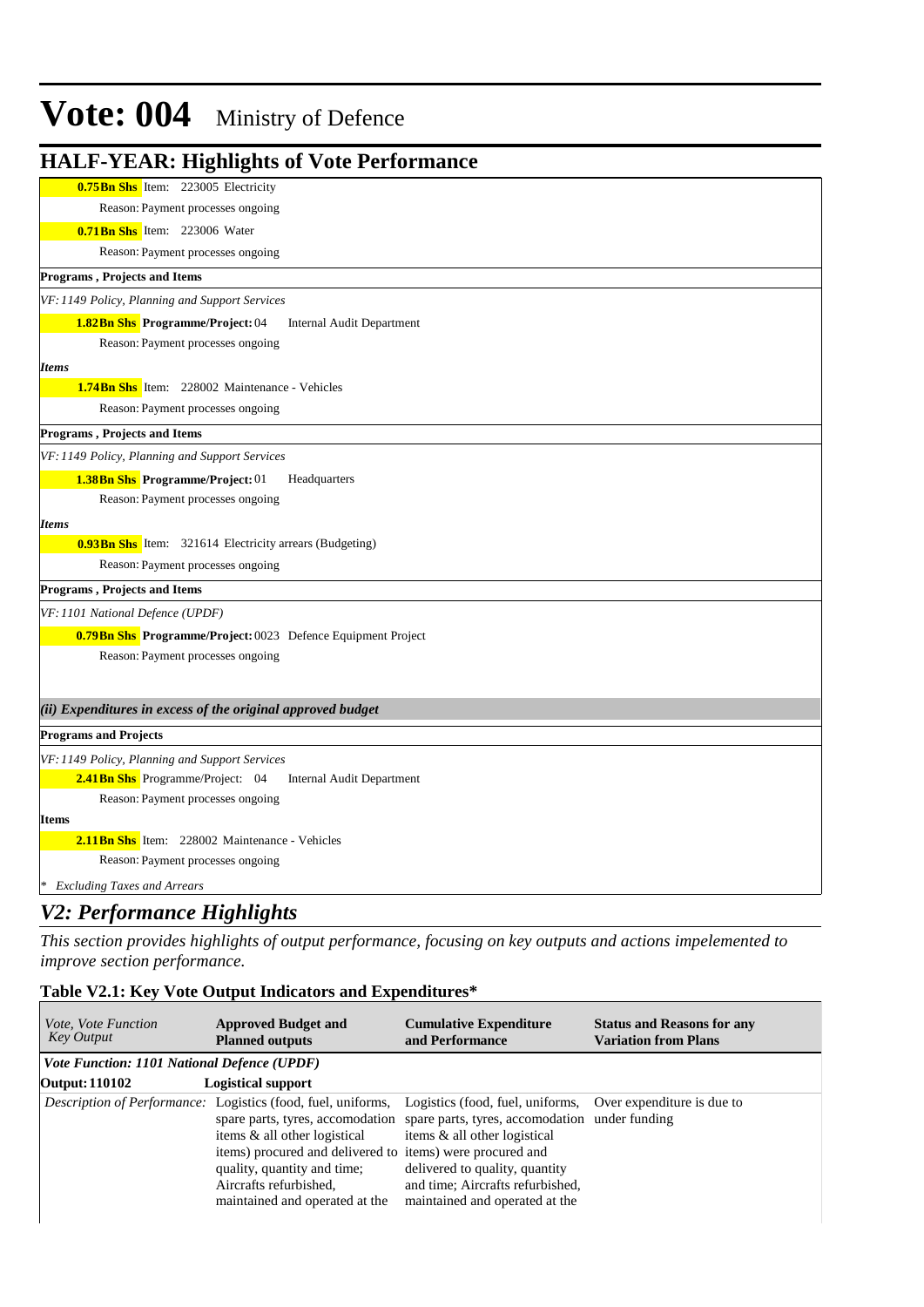# Vote: 004 Ministry of Defence

## HALF-YEAR: Highlights of Vote Performance

**0.75Bn Shs** Item: 223005 Electricity

Reason: Payment processes ongoing

**0.71Bn Shs** Item: 223006 Water

Reason: Payment processes ongoing

**Programs , Projects and Items**

*VF: 1149 Policy, Planning and Support Services*

**1.82Bn Shs** **Programme/Project:** 04 Internal Audit Department

Reason: Payment processes ongoing

***Items***

**1.74Bn Shs** Item: 228002 Maintenance - Vehicles

Reason: Payment processes ongoing

**Programs , Projects and Items**

*VF: 1149 Policy, Planning and Support Services*

**1.38Bn Shs** **Programme/Project:** 01 Headquarters

Reason: Payment processes ongoing

***Items***

**0.93Bn Shs** Item: 321614 Electricity arrears (Budgeting)

Reason: Payment processes ongoing

**Programs , Projects and Items**

*VF: 1101 National Defence (UPDF)*

**0.79Bn Shs** **Programme/Project:** 0023 Defence Equipment Project

Reason: Payment processes ongoing

***(ii) Expenditures in excess of the original approved budget***

**Programs and Projects**

*VF: 1149 Policy, Planning and Support Services*

**2.41Bn Shs** Programme/Project: 04 Internal Audit Department

Reason: Payment processes ongoing

**Items**

**2.11Bn Shs** Item: 228002 Maintenance - Vehicles

Reason: Payment processes ongoing

*\* Excluding Taxes and Arrears*

## *V2: Performance Highlights*

*This section provides highlights of output performance, focusing on key outputs and actions impelemented to improve section performance.*

### Table V2.1: Key Vote Output Indicators and Expenditures*

| *Vote, Vote Function Key Output* | **Approved Budget and Planned outputs** | **Cumulative Expenditure and Performance** | **Status and Reasons for any Variation from Plans** |
|---|---|---|---|
| ***Vote Function: 1101 National Defence (UPDF)*** | | | |
| **Output: 110102** | **Logistical support** | | |
| *Description of Performance:* | Logistics (food, fuel, uniforms, spare parts, tyres, accomodation items & all other logistical items) procured and delivered to quality, quantity and time; Aircrafts refurbished, maintained and operated at the | Logistics (food, fuel, uniforms, spare parts, tyres, accomodation items & all other logistical items) were procured and delivered to quality, quantity and time; Aircrafts refurbished, maintained and operated at the | Over expenditure is due to under funding |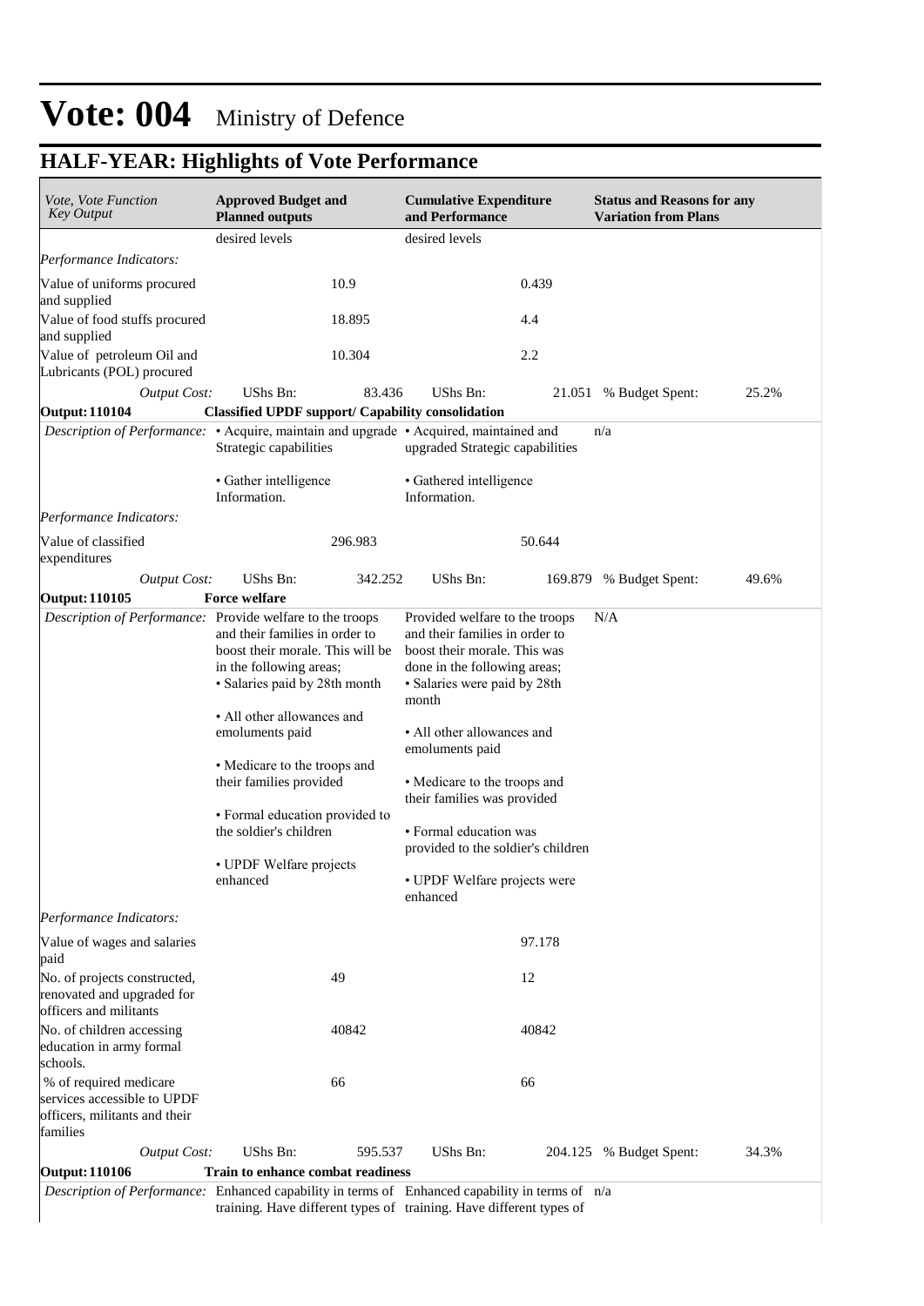# Vote: 004 Ministry of Defence

## HALF-YEAR: Highlights of Vote Performance

| *Vote, Vote Function Key Output* | **Approved Budget and Planned outputs** | | **Cumulative Expenditure and Performance** | | **Status and Reasons for any Variation from Plans** | |
|---|---|---|---|---|---|---|
| | desired levels | | desired levels | | | |
| *Performance Indicators:* | | | | | | |
| Value of uniforms procured and supplied | | 10.9 | | 0.439 | | |
| Value of food stuffs procured and supplied | | 18.895 | | 4.4 | | |
| Value of petroleum Oil and Lubricants (POL) procured | | 10.304 | | 2.2 | | |
| *Output Cost:* | UShs Bn: | 83.436 | UShs Bn: | 21.051 | % Budget Spent: | 25.2% |
| **Output: 110104** | **Classified UPDF support/ Capability consolidation** | | | | | |
| *Description of Performance:* | • Acquire, maintain and upgrade Strategic capabilities<br><br>• Gather intelligence Information. | | • Acquired, maintained and upgraded Strategic capabilities<br><br>• Gathered intelligence Information. | | n/a | |
| *Performance Indicators:* | | | | | | |
| Value of classified expenditures | | 296.983 | | 50.644 | | |
| *Output Cost:* | UShs Bn: | 342.252 | UShs Bn: | 169.879 | % Budget Spent: | 49.6% |
| **Output: 110105** | **Force welfare** | | | | | |
| *Description of Performance:* | Provide welfare to the troops and their families in order to boost their morale. This will be in the following areas;<br>• Salaries paid by 28th month<br><br>• All other allowances and emoluments paid<br><br>• Medicare to the troops and their families provided<br><br>• Formal education provided to the soldier's children<br><br>• UPDF Welfare projects enhanced | | Provided welfare to the troops and their families in order to boost their morale. This was done in the following areas;<br>• Salaries were paid by 28th month<br><br>• All other allowances and emoluments paid<br><br>• Medicare to the troops and their families was provided<br><br>• Formal education was provided to the soldier's children<br><br>• UPDF Welfare projects were enhanced | | N/A | |
| *Performance Indicators:* | | | | | | |
| Value of wages and salaries paid | | | | 97.178 | | |
| No. of projects constructed, renovated and upgraded for officers and militants | | 49 | | 12 | | |
| No. of children accessing education in army formal schools. | | 40842 | | 40842 | | |
| % of required medicare services accessible to UPDF officers, militants and their families | | 66 | | 66 | | |
| *Output Cost:* | UShs Bn: | 595.537 | UShs Bn: | 204.125 | % Budget Spent: | 34.3% |
| **Output: 110106** | **Train to enhance combat readiness** | | | | | |
| *Description of Performance:* | Enhanced capability in terms of training. Have different types of | | Enhanced capability in terms of training. Have different types of | | n/a | |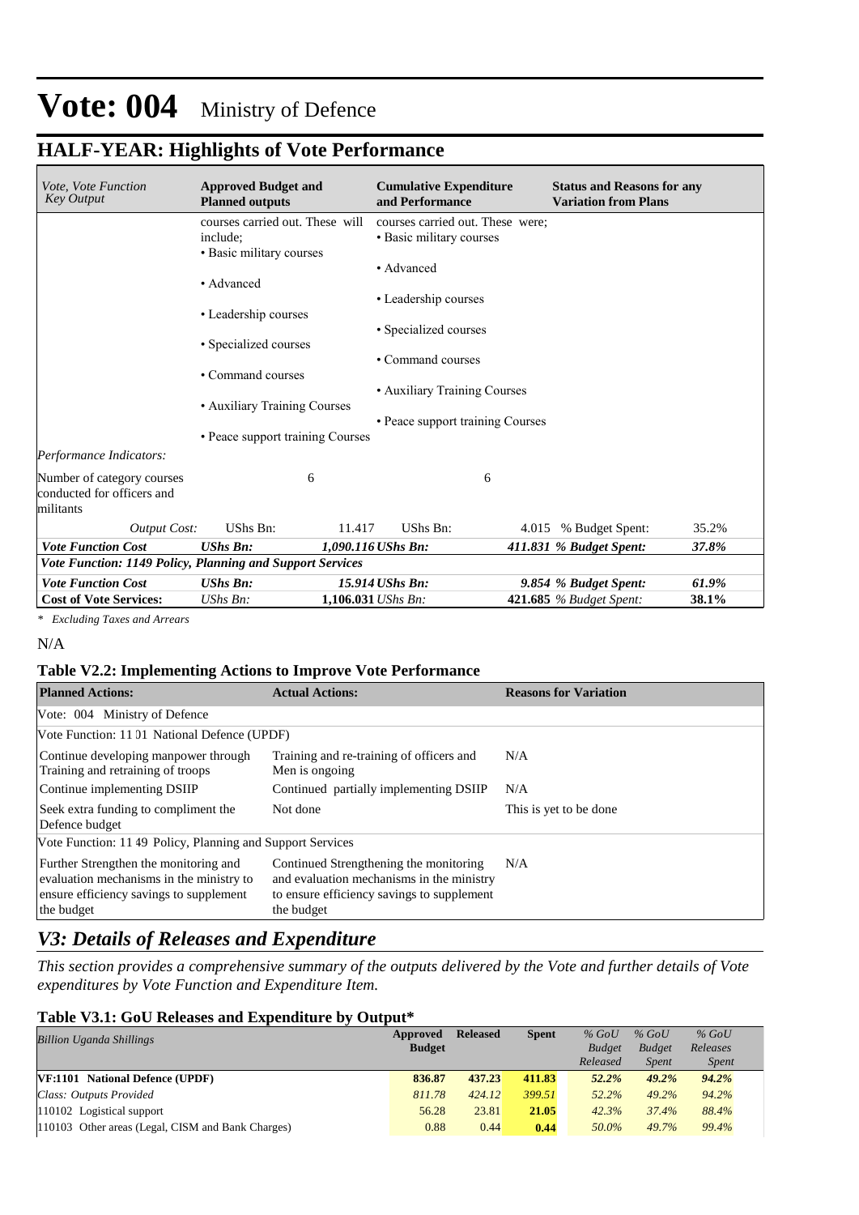# Vote: 004 Ministry of Defence

## HALF-YEAR: Highlights of Vote Performance

| *Vote, Vote Function Key Output* | **Approved Budget and Planned outputs** | | **Cumulative Expenditure and Performance** | | **Status and Reasons for any Variation from Plans** | |
|---|---|---|---|---|---|---|
| | courses carried out. These will include;<br>• Basic military courses<br>• Advanced<br>• Leadership courses<br>• Specialized courses<br>• Command courses<br>• Auxiliary Training Courses<br>• Peace support training Courses | | courses carried out. These were;<br>• Basic military courses<br>• Advanced<br>• Leadership courses<br>• Specialized courses<br>• Command courses<br>• Auxiliary Training Courses<br>• Peace support training Courses | | | |
| *Performance Indicators:* | | | | | | |
| Number of category courses conducted for officers and militants | | 6 | | 6 | | |
| *Output Cost:* | UShs Bn: | 11.417 | UShs Bn: | 4.015 | % Budget Spent: | 35.2% |
| ***Vote Function Cost*** | ***UShs Bn:*** | ***1,090.116*** | ***UShs Bn:*** | ***411.831*** | ***% Budget Spent:*** | ***37.8%*** |
| ***Vote Function: 1149 Policy, Planning and Support Services*** | | | | | | |
| ***Vote Function Cost*** | ***UShs Bn:*** | ***15.914*** | ***UShs Bn:*** | ***9.854*** | ***% Budget Spent:*** | ***61.9%*** |
| **Cost of Vote Services:** | *UShs Bn:* | **1,106.031** | *UShs Bn:* | **421.685** | *% Budget Spent:* | **38.1%** |

*\* Excluding Taxes and Arrears*

N/A

### Table V2.2: Implementing Actions to Improve Vote Performance

| **Planned Actions:** | **Actual Actions:** | **Reasons for Variation** |
|---|---|---|
| Vote: 004 Ministry of Defence | | |
| Vote Function: 11 01 National Defence (UPDF) | | |
| Continue developing manpower through Training and retraining of troops | Training and re-training of officers and Men is ongoing | N/A |
| Continue implementing DSIIP | Continued partially implementing DSIIP | N/A |
| Seek extra funding to compliment the Defence budget | Not done | This is yet to be done |
| Vote Function: 11 49 Policy, Planning and Support Services | | |
| Further Strengthen the monitoring and evaluation mechanisms in the ministry to ensure efficiency savings to supplement the budget | Continued Strengthening the monitoring and evaluation mechanisms in the ministry to ensure efficiency savings to supplement the budget | N/A |

## *V3: Details of Releases and Expenditure*

*This section provides a comprehensive summary of the outputs delivered by the Vote and further details of Vote expenditures by Vote Function and Expenditure Item.*

### Table V3.1: GoU Releases and Expenditure by Output*

| *Billion Uganda Shillings* | **Approved Budget** | **Released** | **Spent** | *% GoU Budget Released* | *% GoU Budget Spent* | *% GoU Releases Spent* |
|---|---|---|---|---|---|---|
| **VF:1101 National Defence (UPDF)** | **836.87** | **437.23** | **411.83** | ***52.2%*** | ***49.2%*** | ***94.2%*** |
| *Class: Outputs Provided* | *811.78* | *424.12* | *399.51* | *52.2%* | *49.2%* | *94.2%* |
| 110102 Logistical support | 56.28 | 23.81 | **21.05** | *42.3%* | *37.4%* | *88.4%* |
| 110103 Other areas (Legal, CISM and Bank Charges) | 0.88 | 0.44 | **0.44** | *50.0%* | *49.7%* | *99.4%* |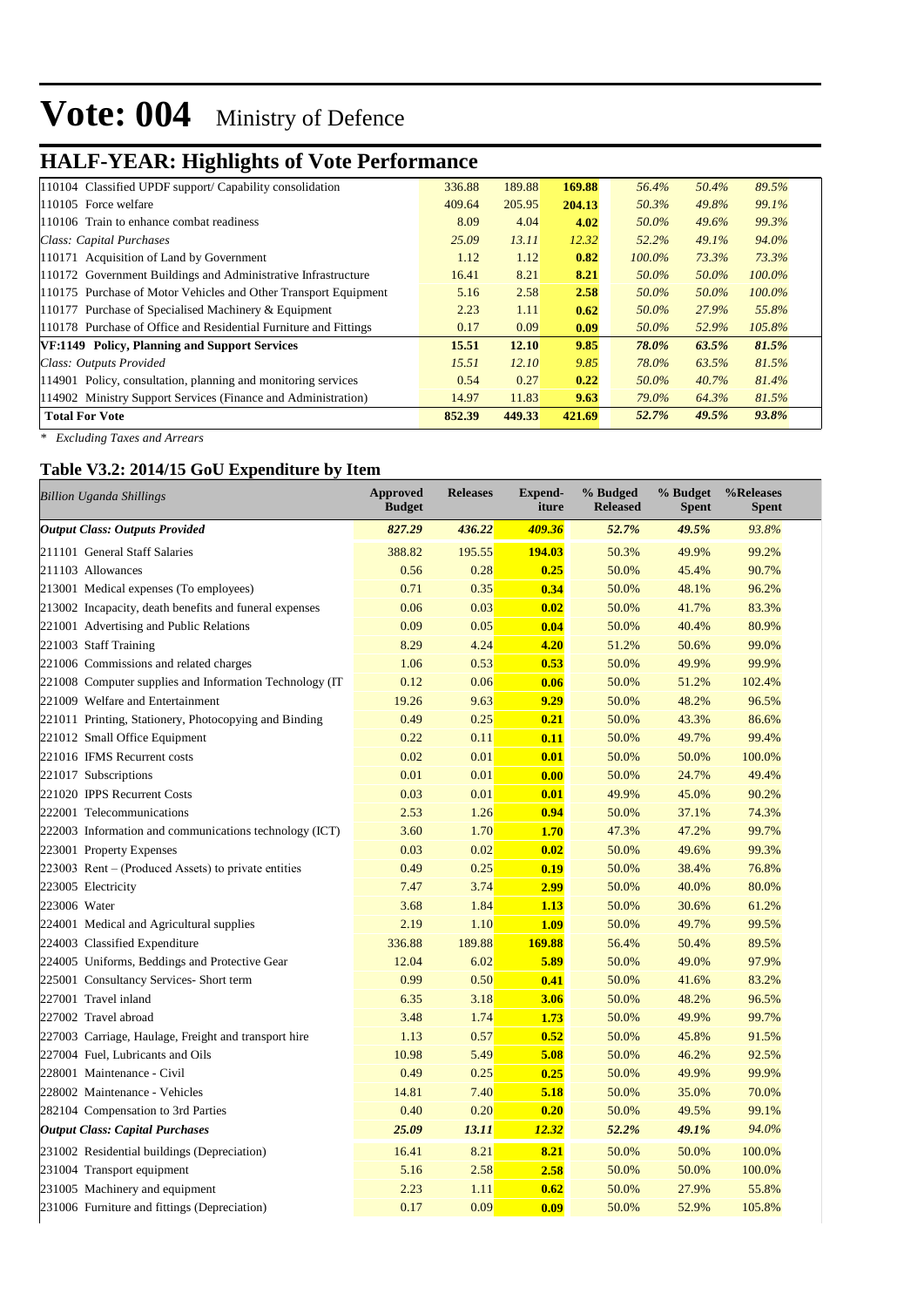# Vote: 004 Ministry of Defence

## HALF-YEAR: Highlights of Vote Performance

| | | | | | | |
|---|---|---|---|---|---|---|
| 110104 Classified UPDF support/ Capability consolidation | 336.88 | 189.88 | **169.88** | *56.4%* | *50.4%* | *89.5%* |
| 110105 Force welfare | 409.64 | 205.95 | **204.13** | *50.3%* | *49.8%* | *99.1%* |
| 110106 Train to enhance combat readiness | 8.09 | 4.04 | **4.02** | *50.0%* | *49.6%* | *99.3%* |
| *Class: Capital Purchases* | *25.09* | *13.11* | *12.32* | *52.2%* | *49.1%* | *94.0%* |
| 110171 Acquisition of Land by Government | 1.12 | 1.12 | **0.82** | *100.0%* | *73.3%* | *73.3%* |
| 110172 Government Buildings and Administrative Infrastructure | 16.41 | 8.21 | **8.21** | *50.0%* | *50.0%* | *100.0%* |
| 110175 Purchase of Motor Vehicles and Other Transport Equipment | 5.16 | 2.58 | **2.58** | *50.0%* | *50.0%* | *100.0%* |
| 110177 Purchase of Specialised Machinery & Equipment | 2.23 | 1.11 | **0.62** | *50.0%* | *27.9%* | *55.8%* |
| 110178 Purchase of Office and Residential Furniture and Fittings | 0.17 | 0.09 | **0.09** | *50.0%* | *52.9%* | *105.8%* |
| **VF:1149 Policy, Planning and Support Services** | **15.51** | **12.10** | **9.85** | ***78.0%*** | ***63.5%*** | ***81.5%*** |
| *Class: Outputs Provided* | *15.51* | *12.10* | *9.85* | *78.0%* | *63.5%* | *81.5%* |
| 114901 Policy, consultation, planning and monitoring services | 0.54 | 0.27 | **0.22** | *50.0%* | *40.7%* | *81.4%* |
| 114902 Ministry Support Services (Finance and Administration) | 14.97 | 11.83 | **9.63** | *79.0%* | *64.3%* | *81.5%* |
| **Total For Vote** | **852.39** | **449.33** | **421.69** | ***52.7%*** | ***49.5%*** | ***93.8%*** |

*\* Excluding Taxes and Arrears*

### Table V3.2: 2014/15 GoU Expenditure by Item

| *Billion Uganda Shillings* | Approved Budget | Releases | Expend-iture | % Budged Released | % Budget Spent | %Releases Spent |
|---|---|---|---|---|---|---|
| ***Output Class: Outputs Provided*** | ***827.29*** | ***436.22*** | ***409.36*** | ***52.7%*** | ***49.5%*** | ***93.8%*** |
| 211101 General Staff Salaries | 388.82 | 195.55 | **194.03** | 50.3% | 49.9% | 99.2% |
| 211103 Allowances | 0.56 | 0.28 | **0.25** | 50.0% | 45.4% | 90.7% |
| 213001 Medical expenses (To employees) | 0.71 | 0.35 | **0.34** | 50.0% | 48.1% | 96.2% |
| 213002 Incapacity, death benefits and funeral expenses | 0.06 | 0.03 | **0.02** | 50.0% | 41.7% | 83.3% |
| 221001 Advertising and Public Relations | 0.09 | 0.05 | **0.04** | 50.0% | 40.4% | 80.9% |
| 221003 Staff Training | 8.29 | 4.24 | **4.20** | 51.2% | 50.6% | 99.0% |
| 221006 Commissions and related charges | 1.06 | 0.53 | **0.53** | 50.0% | 49.9% | 99.9% |
| 221008 Computer supplies and Information Technology (IT | 0.12 | 0.06 | **0.06** | 50.0% | 51.2% | 102.4% |
| 221009 Welfare and Entertainment | 19.26 | 9.63 | **9.29** | 50.0% | 48.2% | 96.5% |
| 221011 Printing, Stationery, Photocopying and Binding | 0.49 | 0.25 | **0.21** | 50.0% | 43.3% | 86.6% |
| 221012 Small Office Equipment | 0.22 | 0.11 | **0.11** | 50.0% | 49.7% | 99.4% |
| 221016 IFMS Recurrent costs | 0.02 | 0.01 | **0.01** | 50.0% | 50.0% | 100.0% |
| 221017 Subscriptions | 0.01 | 0.01 | **0.00** | 50.0% | 24.7% | 49.4% |
| 221020 IPPS Recurrent Costs | 0.03 | 0.01 | **0.01** | 49.9% | 45.0% | 90.2% |
| 222001 Telecommunications | 2.53 | 1.26 | **0.94** | 50.0% | 37.1% | 74.3% |
| 222003 Information and communications technology (ICT) | 3.60 | 1.70 | **1.70** | 47.3% | 47.2% | 99.7% |
| 223001 Property Expenses | 0.03 | 0.02 | **0.02** | 50.0% | 49.6% | 99.3% |
| 223003 Rent – (Produced Assets) to private entities | 0.49 | 0.25 | **0.19** | 50.0% | 38.4% | 76.8% |
| 223005 Electricity | 7.47 | 3.74 | **2.99** | 50.0% | 40.0% | 80.0% |
| 223006 Water | 3.68 | 1.84 | **1.13** | 50.0% | 30.6% | 61.2% |
| 224001 Medical and Agricultural supplies | 2.19 | 1.10 | **1.09** | 50.0% | 49.7% | 99.5% |
| 224003 Classified Expenditure | 336.88 | 189.88 | **169.88** | 56.4% | 50.4% | 89.5% |
| 224005 Uniforms, Beddings and Protective Gear | 12.04 | 6.02 | **5.89** | 50.0% | 49.0% | 97.9% |
| 225001 Consultancy Services- Short term | 0.99 | 0.50 | **0.41** | 50.0% | 41.6% | 83.2% |
| 227001 Travel inland | 6.35 | 3.18 | **3.06** | 50.0% | 48.2% | 96.5% |
| 227002 Travel abroad | 3.48 | 1.74 | **1.73** | 50.0% | 49.9% | 99.7% |
| 227003 Carriage, Haulage, Freight and transport hire | 1.13 | 0.57 | **0.52** | 50.0% | 45.8% | 91.5% |
| 227004 Fuel, Lubricants and Oils | 10.98 | 5.49 | **5.08** | 50.0% | 46.2% | 92.5% |
| 228001 Maintenance - Civil | 0.49 | 0.25 | **0.25** | 50.0% | 49.9% | 99.9% |
| 228002 Maintenance - Vehicles | 14.81 | 7.40 | **5.18** | 50.0% | 35.0% | 70.0% |
| 282104 Compensation to 3rd Parties | 0.40 | 0.20 | **0.20** | 50.0% | 49.5% | 99.1% |
| ***Output Class: Capital Purchases*** | ***25.09*** | ***13.11*** | ***12.32*** | ***52.2%*** | ***49.1%*** | *94.0%* |
| 231002 Residential buildings (Depreciation) | 16.41 | 8.21 | **8.21** | 50.0% | 50.0% | 100.0% |
| 231004 Transport equipment | 5.16 | 2.58 | **2.58** | 50.0% | 50.0% | 100.0% |
| 231005 Machinery and equipment | 2.23 | 1.11 | **0.62** | 50.0% | 27.9% | 55.8% |
| 231006 Furniture and fittings (Depreciation) | 0.17 | 0.09 | **0.09** | 50.0% | 52.9% | 105.8% |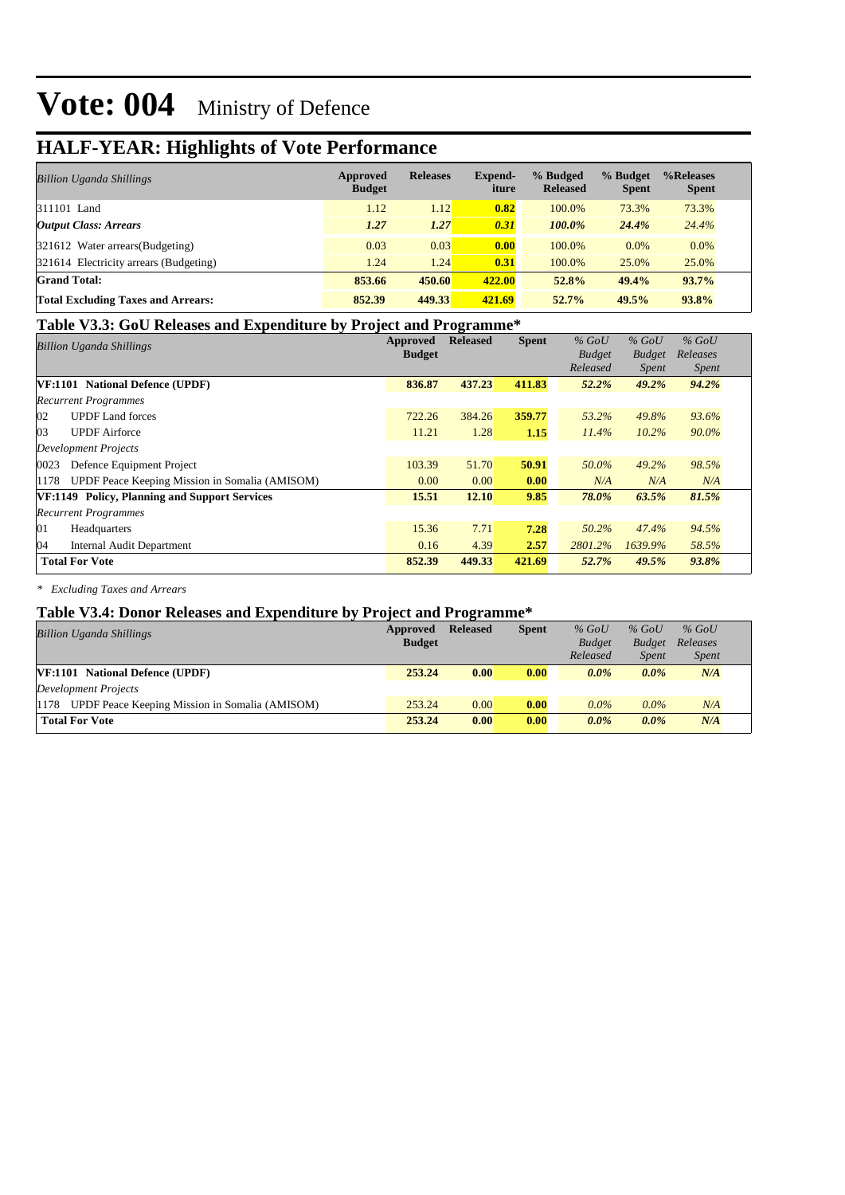# Vote: 004 Ministry of Defence

## HALF-YEAR: Highlights of Vote Performance

| *Billion Uganda Shillings* | Approved Budget | Releases | Expend-iture | % Budged Released | % Budget Spent | %Releases Spent |
|---|---|---|---|---|---|---|
| 311101 Land | 1.12 | 1.12 | **0.82** | 100.0% | 73.3% | 73.3% |
| ***Output Class: Arrears*** | ***1.27*** | ***1.27*** | ***0.31*** | ***100.0%*** | ***24.4%*** | *24.4%* |
| 321612 Water arrears(Budgeting) | 0.03 | 0.03 | **0.00** | 100.0% | 0.0% | 0.0% |
| 321614 Electricity arrears (Budgeting) | 1.24 | 1.24 | **0.31** | 100.0% | 25.0% | 25.0% |
| **Grand Total:** | **853.66** | **450.60** | **422.00** | **52.8%** | **49.4%** | **93.7%** |
| **Total Excluding Taxes and Arrears:** | **852.39** | **449.33** | **421.69** | **52.7%** | **49.5%** | **93.8%** |

### Table V3.3: GoU Releases and Expenditure by Project and Programme*

| *Billion Uganda Shillings* | Approved Budget | Released | Spent | *% GoU Budget Released* | *% GoU Budget Spent* | *% GoU Releases Spent* |
|---|---|---|---|---|---|---|
| **VF:1101 National Defence (UPDF)** | **836.87** | **437.23** | **411.83** | ***52.2%*** | ***49.2%*** | ***94.2%*** |
| *Recurrent Programmes* | | | | | | |
| 02 UPDF Land forces | 722.26 | 384.26 | **359.77** | *53.2%* | *49.8%* | *93.6%* |
| 03 UPDF Airforce | 11.21 | 1.28 | **1.15** | *11.4%* | *10.2%* | *90.0%* |
| *Development Projects* | | | | | | |
| 0023 Defence Equipment Project | 103.39 | 51.70 | **50.91** | *50.0%* | *49.2%* | *98.5%* |
| 1178 UPDF Peace Keeping Mission in Somalia (AMISOM) | 0.00 | 0.00 | **0.00** | *N/A* | *N/A* | *N/A* |
| **VF:1149 Policy, Planning and Support Services** | **15.51** | **12.10** | **9.85** | ***78.0%*** | ***63.5%*** | ***81.5%*** |
| *Recurrent Programmes* | | | | | | |
| 01 Headquarters | 15.36 | 7.71 | **7.28** | *50.2%* | *47.4%* | *94.5%* |
| 04 Internal Audit Department | 0.16 | 4.39 | **2.57** | *2801.2%* | *1639.9%* | *58.5%* |
| **Total For Vote** | **852.39** | **449.33** | **421.69** | ***52.7%*** | ***49.5%*** | ***93.8%*** |

*\* Excluding Taxes and Arrears*

### Table V3.4: Donor Releases and Expenditure by Project and Programme*

| *Billion Uganda Shillings* | Approved Budget | Released | Spent | *% GoU Budget Released* | *% GoU Budget Spent* | *% GoU Releases Spent* |
|---|---|---|---|---|---|---|
| **VF:1101 National Defence (UPDF)** | **253.24** | **0.00** | **0.00** | ***0.0%*** | ***0.0%*** | ***N/A*** |
| *Development Projects* | | | | | | |
| 1178 UPDF Peace Keeping Mission in Somalia (AMISOM) | 253.24 | 0.00 | **0.00** | *0.0%* | *0.0%* | *N/A* |
| **Total For Vote** | **253.24** | **0.00** | **0.00** | ***0.0%*** | ***0.0%*** | ***N/A*** |